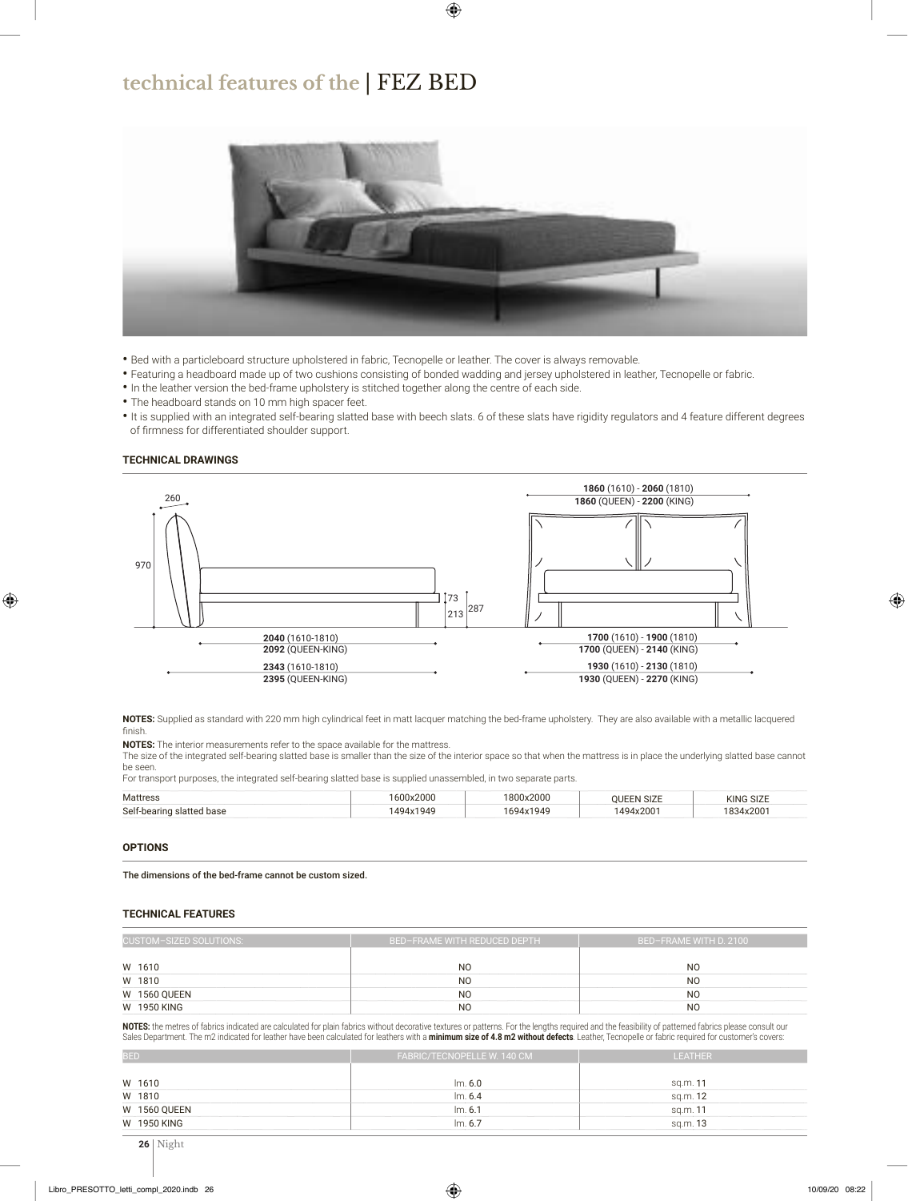# technical features of the | FEZ BED

- Bed with a particleboard structure upholstered in fabric, Tecnopelle or leather. The cover is always removable.
- Featuring a headboard made up of two cushions consisting of bonded wadding and jersey upholstered in leather, Tecnopelle or fabric.
- In the leather version the bed-frame upholstery is stitched together along the centre of each side.
- The headboard stands on 10 mm high spacer feet.
- It is supplied with an integrated self-bearing slatted base with beech slats. 6 of these slats have rigidity regulators and 4 feature different degrees of firmness for differentiated shoulder support.

### TECHNICAL DRAWINGS

260

970

73

213

287

**2040** (1610-1810)
**2092** (QUEEN-KING)

**2343** (1610-1810)
**2395** (QUEEN-KING)

**1860** (1610) - **2060** (1810)
**1860** (QUEEN) - **2200** (KING)

**1700** (1610) - **1900** (1810)
**1700** (QUEEN) - **2140** (KING)

**1930** (1610) - **2130** (1810)
**1930** (QUEEN) - **2270** (KING)

**NOTES:** Supplied as standard with 220 mm high cylindrical feet in matt lacquer matching the bed-frame upholstery. They are also available with a metallic lacquered finish.

**NOTES:** The interior measurements refer to the space available for the mattress.
The size of the integrated self-bearing slatted base is smaller than the size of the interior space so that when the mattress is in place the underlying slatted base cannot be seen.
For transport purposes, the integrated self-bearing slatted base is supplied unassembled, in two separate parts.

| Mattress | 1600x2000 | 1800x2000 | QUEEN SIZE | KING SIZE |
|---|---|---|---|---|
| Self-bearing slatted base | 1494x1949 | 1694x1949 | 1494x2001 | 1834x2001 |

### OPTIONS

The dimensions of the bed-frame cannot be custom sized.

### TECHNICAL FEATURES

| CUSTOM-SIZED SOLUTIONS: | BED-FRAME WITH REDUCED DEPTH | BED-FRAME WITH D. 2100 |
|---|---|---|
| W 1610 | NO | NO |
| W 1810 | NO | NO |
| W 1560 QUEEN | NO | NO |
| W 1950 KING | NO | NO |

**NOTES:** the metres of fabrics indicated are calculated for plain fabrics without decorative textures or patterns. For the lengths required and the feasibility of patterned fabrics please consult our Sales Department. The m2 indicated for leather have been calculated for leathers with a **minimum size of 4.8 m2 without defects**. Leather, Tecnopelle or fabric required for customer's covers:

| BED | FABRIC/TECNOPELLE W. 140 CM | LEATHER |
|---|---|---|
| W 1610 | lm. **6.0** | sq.m. **11** |
| W 1810 | lm. **6.4** | sq.m. **12** |
| W 1560 QUEEN | lm. **6.1** | sq.m. **11** |
| W 1950 KING | lm. **6.7** | sq.m. **13** |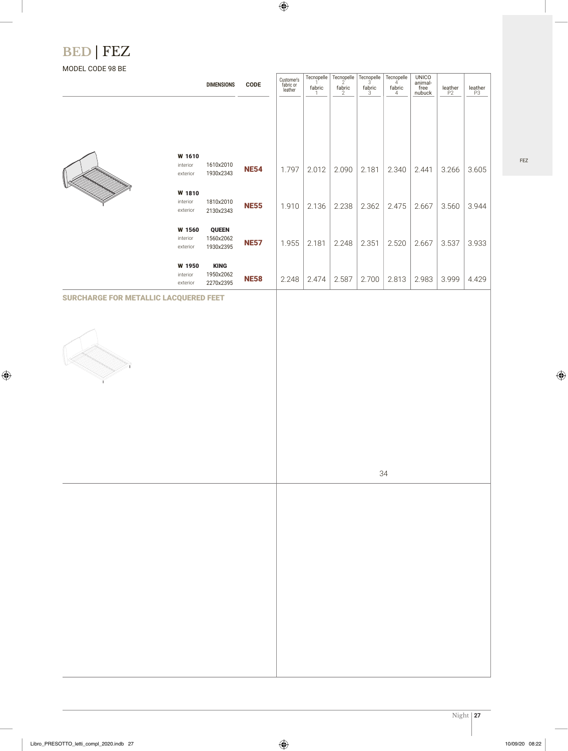# BED | FEZ

MODEL CODE 98 BE

| | DIMENSIONS | CODE | Customer's fabric or leather | Tecnopelle 1 fabric 1 | Tecnopelle 2 fabric 2 | Tecnopelle 3 fabric 3 | Tecnopelle 4 fabric 4 | UNICO animal-free nubuck | leather P2 | leather P3 |
|---|---|---|---|---|---|---|---|---|---|---|
| **W 1610** interior / exterior | 1610x2010 / 1930x2343 | **NE54** | 1.797 | 2.012 | 2.090 | 2.181 | 2.340 | 2.441 | 3.266 | 3.605 |
| **W 1810** interior / exterior | 1810x2010 / 2130x2343 | **NE55** | 1.910 | 2.136 | 2.238 | 2.362 | 2.475 | 2.667 | 3.560 | 3.944 |
| **W 1560** interior / exterior | **QUEEN** 1560x2062 / 1930x2395 | **NE57** | 1.955 | 2.181 | 2.248 | 2.351 | 2.520 | 2.667 | 3.537 | 3.933 |
| **W 1950** interior / exterior | **KING** 1950x2062 / 2270x2395 | **NE58** | 2.248 | 2.474 | 2.587 | 2.700 | 2.813 | 2.983 | 3.999 | 4.429 |

**SURCHARGE FOR METALLIC LACQUERED FEET**

34

FEZ